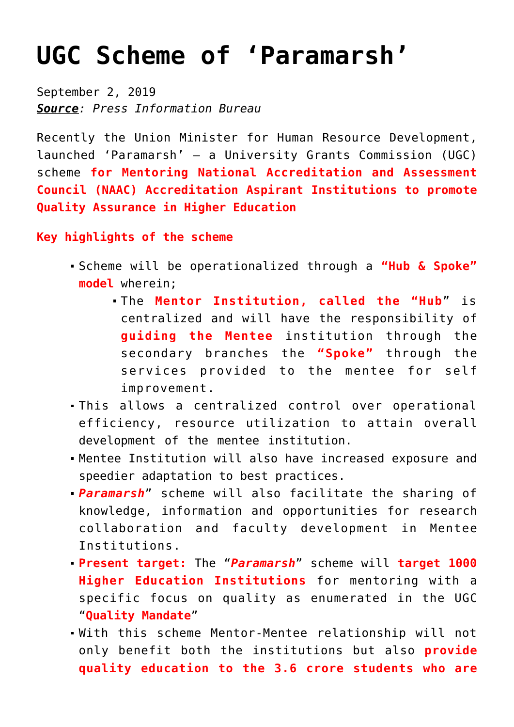# UGC Scheme of 'Paramarsh'

September 2, 2019

***Source***: *Press Information Bureau*

Recently the Union Minister for Human Resource Development, launched 'Paramarsh' – a University Grants Commission (UGC) scheme **for Mentoring National Accreditation and Assessment Council (NAAC) Accreditation Aspirant Institutions to promote Quality Assurance in Higher Education**

**Key highlights of the scheme**

- Scheme will be operationalized through a **"Hub & Spoke" model** wherein;
  - The **Mentor Institution, called the "Hub**" is centralized and will have the responsibility of **guiding the Mentee** institution through the secondary branches the **"Spoke"** through the services provided to the mentee for self improvement.
- This allows a centralized control over operational efficiency, resource utilization to attain overall development of the mentee institution.
- Mentee Institution will also have increased exposure and speedier adaptation to best practices.
- ***Paramarsh***" scheme will also facilitate the sharing of knowledge, information and opportunities for research collaboration and faculty development in Mentee Institutions.
- **Present target:** The "***Paramarsh***" scheme will **target 1000 Higher Education Institutions** for mentoring with a specific focus on quality as enumerated in the UGC "**Quality Mandate**"
- With this scheme Mentor-Mentee relationship will not only benefit both the institutions but also **provide quality education to the 3.6 crore students who are**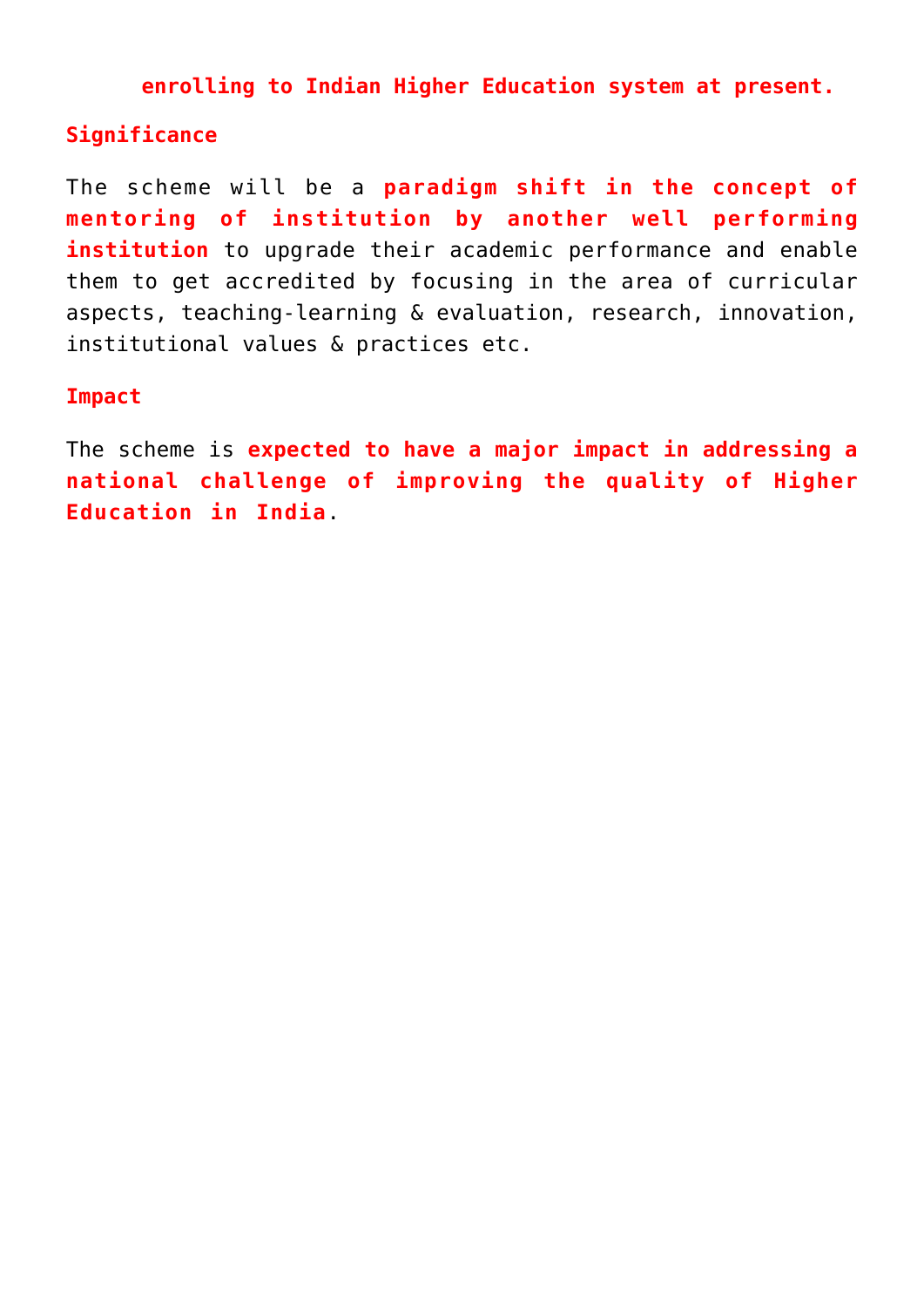**enrolling to Indian Higher Education system at present.**

## Significance

The scheme will be a **paradigm shift in the concept of mentoring of institution by another well performing institution** to upgrade their academic performance and enable them to get accredited by focusing in the area of curricular aspects, teaching-learning & evaluation, research, innovation, institutional values & practices etc.

## Impact

The scheme is **expected to have a major impact in addressing a national challenge of improving the quality of Higher Education in India**.